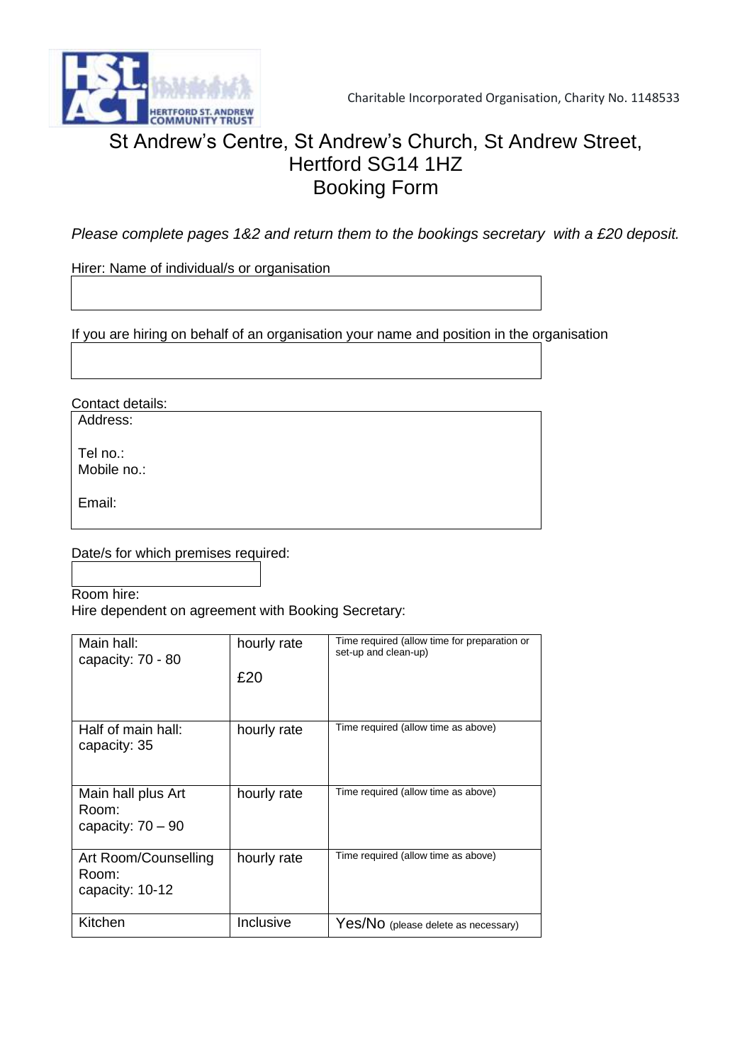Charitable Incorporated Organisation, Charity No. 1148533

# St Andrew's Centre, St Andrew's Church, St Andrew Street, Hertford SG14 1HZ
# Booking Form

*Please complete pages 1&2 and return them to the bookings secretary with a £20 deposit.*

Hirer: Name of individual/s or organisation

If you are hiring on behalf of an organisation your name and position in the organisation

Contact details:

Address:

Tel no.:
Mobile no.:

Email:

Date/s for which premises required:

Room hire:
Hire dependent on agreement with Booking Secretary:

| | | |
|---|---|---|
| Main hall: capacity: 70 - 80 | hourly rate £20 | Time required (allow time for preparation or set-up and clean-up) |
| Half of main hall: capacity: 35 | hourly rate | Time required (allow time as above) |
| Main hall plus Art Room: capacity: 70 – 90 | hourly rate | Time required (allow time as above) |
| Art Room/Counselling Room: capacity: 10-12 | hourly rate | Time required (allow time as above) |
| Kitchen | Inclusive | Yes/No (please delete as necessary) |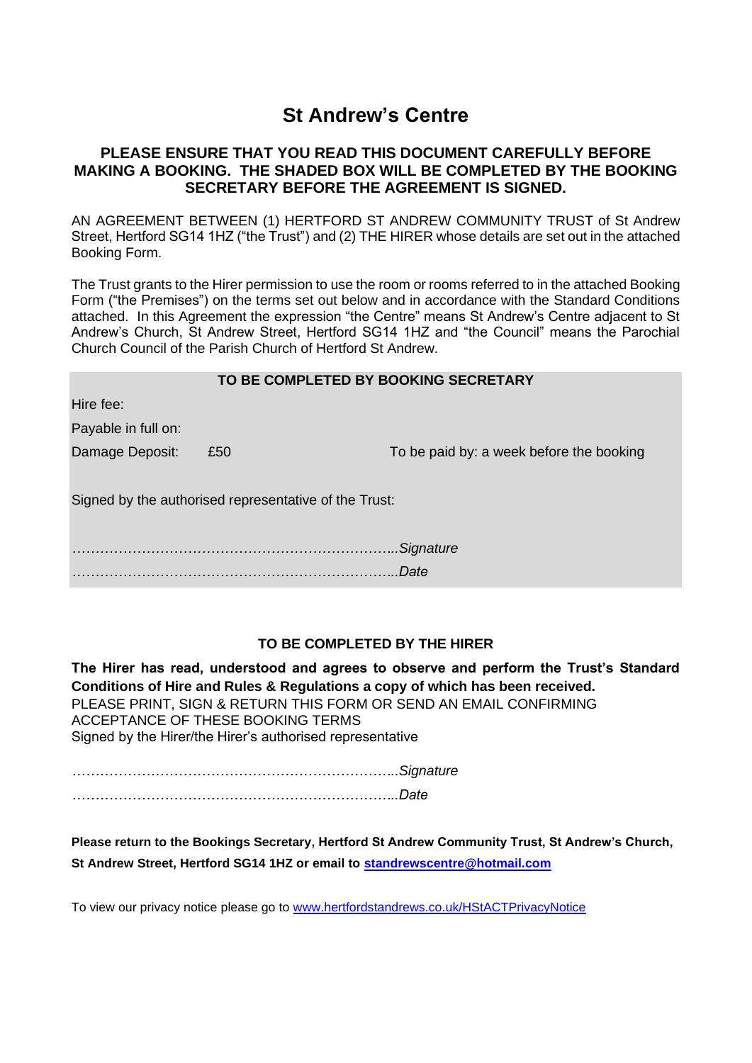# St Andrew's Centre

**PLEASE ENSURE THAT YOU READ THIS DOCUMENT CAREFULLY BEFORE MAKING A BOOKING. THE SHADED BOX WILL BE COMPLETED BY THE BOOKING SECRETARY BEFORE THE AGREEMENT IS SIGNED.**

AN AGREEMENT BETWEEN (1) HERTFORD ST ANDREW COMMUNITY TRUST of St Andrew Street, Hertford SG14 1HZ ("the Trust") and (2) THE HIRER whose details are set out in the attached Booking Form.

The Trust grants to the Hirer permission to use the room or rooms referred to in the attached Booking Form ("the Premises") on the terms set out below and in accordance with the Standard Conditions attached. In this Agreement the expression "the Centre" means St Andrew's Centre adjacent to St Andrew's Church, St Andrew Street, Hertford SG14 1HZ and "the Council" means the Parochial Church Council of the Parish Church of Hertford St Andrew.

**TO BE COMPLETED BY BOOKING SECRETARY**

Hire fee:

Payable in full on:

Damage Deposit: £50 To be paid by: a week before the booking

Signed by the authorised representative of the Trust:

…………………………………………………………...*Signature*

…………………………………………………………...*Date*

**TO BE COMPLETED BY THE HIRER**

**The Hirer has read, understood and agrees to observe and perform the Trust's Standard Conditions of Hire and Rules & Regulations a copy of which has been received.**
PLEASE PRINT, SIGN & RETURN THIS FORM OR SEND AN EMAIL CONFIRMING ACCEPTANCE OF THESE BOOKING TERMS
Signed by the Hirer/the Hirer's authorised representative

…………………………………………………………...*Signature*

…………………………………………………………...*Date*

**Please return to the Bookings Secretary, Hertford St Andrew Community Trust, St Andrew's Church, St Andrew Street, Hertford SG14 1HZ or email to standrewscentre@hotmail.com**

To view our privacy notice please go to www.hertfordstandrews.co.uk/HStACTPrivacyNotice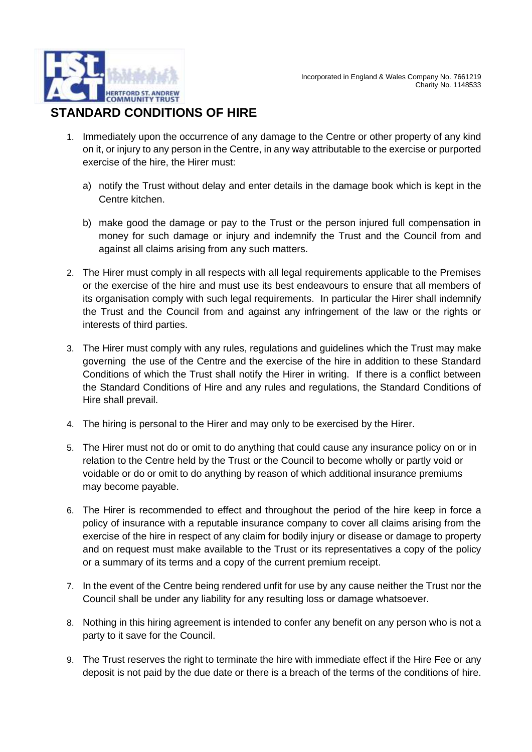Incorporated in England & Wales Company No. 7661219
Charity No. 1148533

## STANDARD CONDITIONS OF HIRE

1. Immediately upon the occurrence of any damage to the Centre or other property of any kind on it, or injury to any person in the Centre, in any way attributable to the exercise or purported exercise of the hire, the Hirer must:

   a) notify the Trust without delay and enter details in the damage book which is kept in the Centre kitchen.

   b) make good the damage or pay to the Trust or the person injured full compensation in money for such damage or injury and indemnify the Trust and the Council from and against all claims arising from any such matters.

2. The Hirer must comply in all respects with all legal requirements applicable to the Premises or the exercise of the hire and must use its best endeavours to ensure that all members of its organisation comply with such legal requirements. In particular the Hirer shall indemnify the Trust and the Council from and against any infringement of the law or the rights or interests of third parties.

3. The Hirer must comply with any rules, regulations and guidelines which the Trust may make governing the use of the Centre and the exercise of the hire in addition to these Standard Conditions of which the Trust shall notify the Hirer in writing. If there is a conflict between the Standard Conditions of Hire and any rules and regulations, the Standard Conditions of Hire shall prevail.

4. The hiring is personal to the Hirer and may only to be exercised by the Hirer.

5. The Hirer must not do or omit to do anything that could cause any insurance policy on or in relation to the Centre held by the Trust or the Council to become wholly or partly void or voidable or do or omit to do anything by reason of which additional insurance premiums may become payable.

6. The Hirer is recommended to effect and throughout the period of the hire keep in force a policy of insurance with a reputable insurance company to cover all claims arising from the exercise of the hire in respect of any claim for bodily injury or disease or damage to property and on request must make available to the Trust or its representatives a copy of the policy or a summary of its terms and a copy of the current premium receipt.

7. In the event of the Centre being rendered unfit for use by any cause neither the Trust nor the Council shall be under any liability for any resulting loss or damage whatsoever.

8. Nothing in this hiring agreement is intended to confer any benefit on any person who is not a party to it save for the Council.

9. The Trust reserves the right to terminate the hire with immediate effect if the Hire Fee or any deposit is not paid by the due date or there is a breach of the terms of the conditions of hire.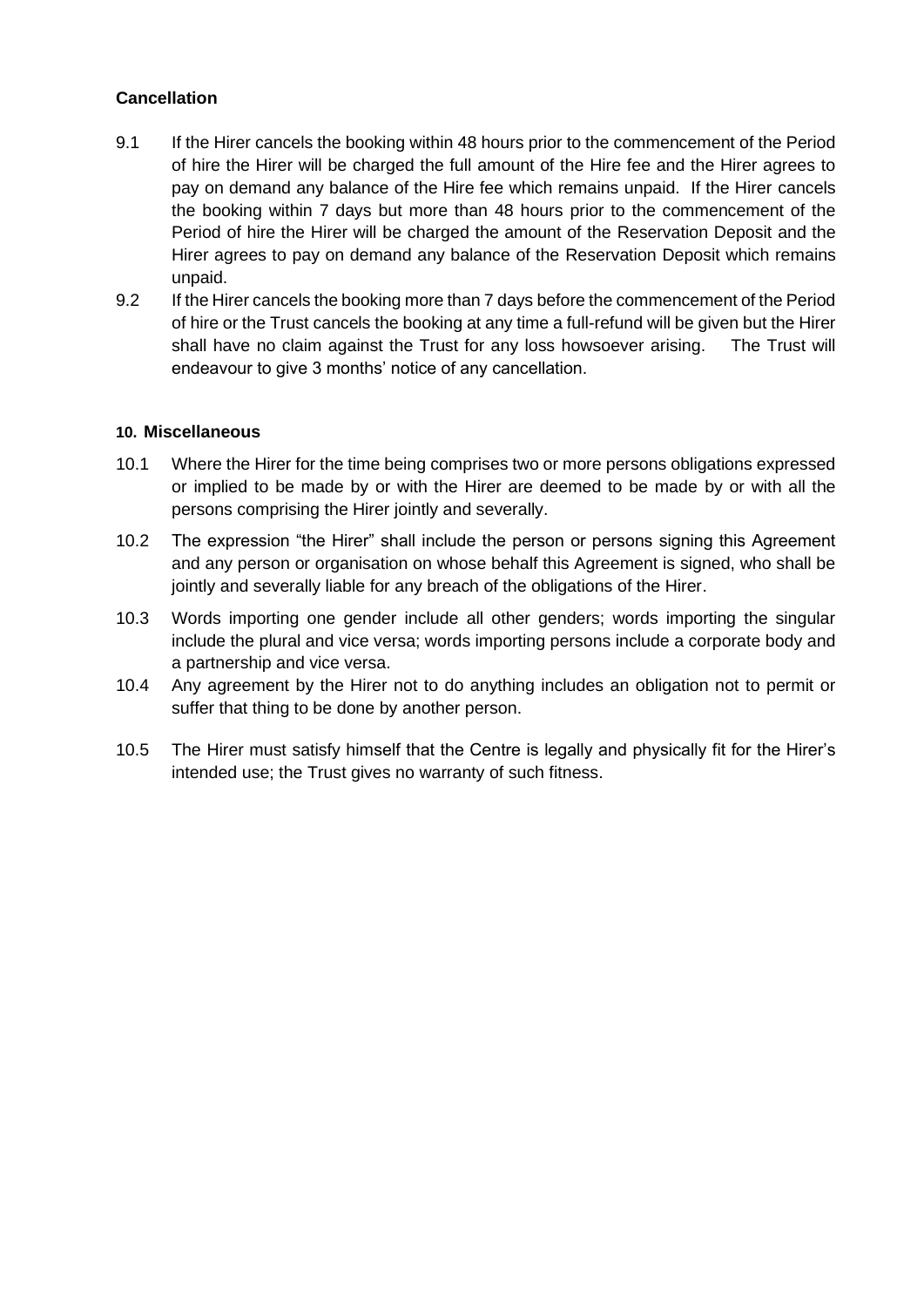### Cancellation

9.1 If the Hirer cancels the booking within 48 hours prior to the commencement of the Period of hire the Hirer will be charged the full amount of the Hire fee and the Hirer agrees to pay on demand any balance of the Hire fee which remains unpaid. If the Hirer cancels the booking within 7 days but more than 48 hours prior to the commencement of the Period of hire the Hirer will be charged the amount of the Reservation Deposit and the Hirer agrees to pay on demand any balance of the Reservation Deposit which remains unpaid.

9.2 If the Hirer cancels the booking more than 7 days before the commencement of the Period of hire or the Trust cancels the booking at any time a full-refund will be given but the Hirer shall have no claim against the Trust for any loss howsoever arising. The Trust will endeavour to give 3 months' notice of any cancellation.

### 10. Miscellaneous

10.1 Where the Hirer for the time being comprises two or more persons obligations expressed or implied to be made by or with the Hirer are deemed to be made by or with all the persons comprising the Hirer jointly and severally.

10.2 The expression "the Hirer" shall include the person or persons signing this Agreement and any person or organisation on whose behalf this Agreement is signed, who shall be jointly and severally liable for any breach of the obligations of the Hirer.

10.3 Words importing one gender include all other genders; words importing the singular include the plural and vice versa; words importing persons include a corporate body and a partnership and vice versa.

10.4 Any agreement by the Hirer not to do anything includes an obligation not to permit or suffer that thing to be done by another person.

10.5 The Hirer must satisfy himself that the Centre is legally and physically fit for the Hirer's intended use; the Trust gives no warranty of such fitness.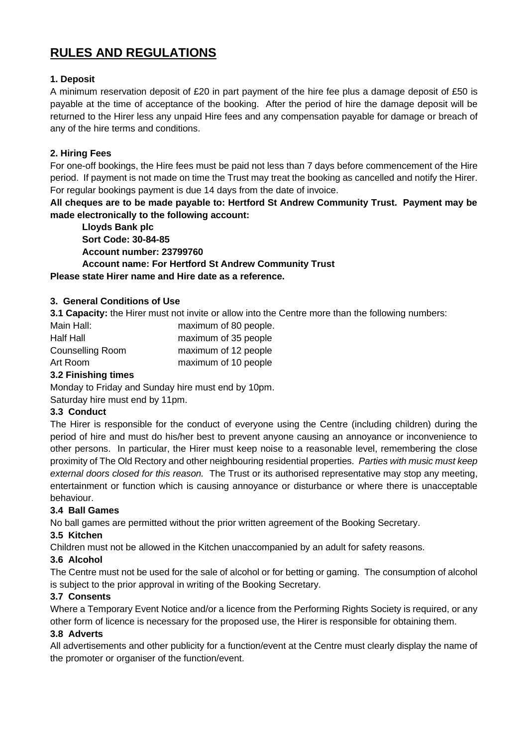# RULES AND REGULATIONS

**1. Deposit**

A minimum reservation deposit of £20 in part payment of the hire fee plus a damage deposit of £50 is payable at the time of acceptance of the booking. After the period of hire the damage deposit will be returned to the Hirer less any unpaid Hire fees and any compensation payable for damage or breach of any of the hire terms and conditions.

**2. Hiring Fees**

For one-off bookings, the Hire fees must be paid not less than 7 days before commencement of the Hire period. If payment is not made on time the Trust may treat the booking as cancelled and notify the Hirer. For regular bookings payment is due 14 days from the date of invoice.

**All cheques are to be made payable to: Hertford St Andrew Community Trust. Payment may be made electronically to the following account:**

> **Lloyds Bank plc**
> **Sort Code: 30-84-85**
> **Account number: 23799760**
> **Account name: For Hertford St Andrew Community Trust**

**Please state Hirer name and Hire date as a reference.**

**3. General Conditions of Use**

**3.1 Capacity:** the Hirer must not invite or allow into the Centre more than the following numbers:

| | |
|---|---|
| Main Hall: | maximum of 80 people. |
| Half Hall | maximum of 35 people |
| Counselling Room | maximum of 12 people |
| Art Room | maximum of 10 people |

**3.2 Finishing times**

Monday to Friday and Sunday hire must end by 10pm.
Saturday hire must end by 11pm.

**3.3 Conduct**

The Hirer is responsible for the conduct of everyone using the Centre (including children) during the period of hire and must do his/her best to prevent anyone causing an annoyance or inconvenience to other persons. In particular, the Hirer must keep noise to a reasonable level, remembering the close proximity of The Old Rectory and other neighbouring residential properties. *Parties with music must keep external doors closed for this reason.* The Trust or its authorised representative may stop any meeting, entertainment or function which is causing annoyance or disturbance or where there is unacceptable behaviour.

**3.4 Ball Games**

No ball games are permitted without the prior written agreement of the Booking Secretary.

**3.5 Kitchen**

Children must not be allowed in the Kitchen unaccompanied by an adult for safety reasons.

**3.6 Alcohol**

The Centre must not be used for the sale of alcohol or for betting or gaming. The consumption of alcohol is subject to the prior approval in writing of the Booking Secretary.

**3.7 Consents**

Where a Temporary Event Notice and/or a licence from the Performing Rights Society is required, or any other form of licence is necessary for the proposed use, the Hirer is responsible for obtaining them.

**3.8 Adverts**

All advertisements and other publicity for a function/event at the Centre must clearly display the name of the promoter or organiser of the function/event.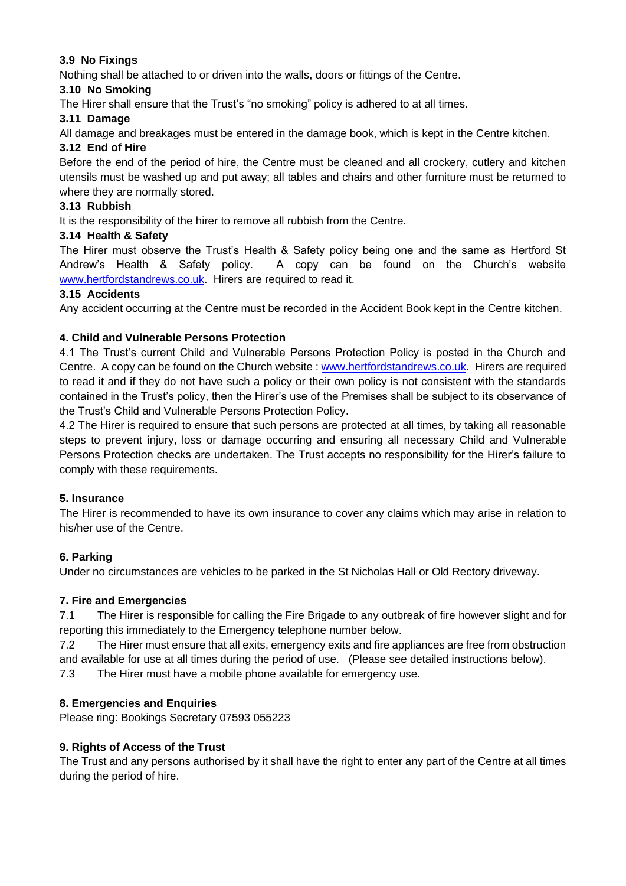### 3.9 No Fixings

Nothing shall be attached to or driven into the walls, doors or fittings of the Centre.

### 3.10 No Smoking

The Hirer shall ensure that the Trust's "no smoking" policy is adhered to at all times.

### 3.11 Damage

All damage and breakages must be entered in the damage book, which is kept in the Centre kitchen.

### 3.12 End of Hire

Before the end of the period of hire, the Centre must be cleaned and all crockery, cutlery and kitchen utensils must be washed up and put away; all tables and chairs and other furniture must be returned to where they are normally stored.

### 3.13 Rubbish

It is the responsibility of the hirer to remove all rubbish from the Centre.

### 3.14 Health & Safety

The Hirer must observe the Trust's Health & Safety policy being one and the same as Hertford St Andrew's Health & Safety policy. A copy can be found on the Church's website [www.hertfordstandrews.co.uk](http://www.hertfordstandrews.co.uk). Hirers are required to read it.

### 3.15 Accidents

Any accident occurring at the Centre must be recorded in the Accident Book kept in the Centre kitchen.

## 4. Child and Vulnerable Persons Protection

4.1 The Trust's current Child and Vulnerable Persons Protection Policy is posted in the Church and Centre. A copy can be found on the Church website : [www.hertfordstandrews.co.uk](http://www.hertfordstandrews.co.uk). Hirers are required to read it and if they do not have such a policy or their own policy is not consistent with the standards contained in the Trust's policy, then the Hirer's use of the Premises shall be subject to its observance of the Trust's Child and Vulnerable Persons Protection Policy.

4.2 The Hirer is required to ensure that such persons are protected at all times, by taking all reasonable steps to prevent injury, loss or damage occurring and ensuring all necessary Child and Vulnerable Persons Protection checks are undertaken. The Trust accepts no responsibility for the Hirer's failure to comply with these requirements.

## 5. Insurance

The Hirer is recommended to have its own insurance to cover any claims which may arise in relation to his/her use of the Centre.

## 6. Parking

Under no circumstances are vehicles to be parked in the St Nicholas Hall or Old Rectory driveway.

## 7. Fire and Emergencies

7.1 The Hirer is responsible for calling the Fire Brigade to any outbreak of fire however slight and for reporting this immediately to the Emergency telephone number below.

7.2 The Hirer must ensure that all exits, emergency exits and fire appliances are free from obstruction and available for use at all times during the period of use. (Please see detailed instructions below).

7.3 The Hirer must have a mobile phone available for emergency use.

## 8. Emergencies and Enquiries

Please ring: Bookings Secretary 07593 055223

## 9. Rights of Access of the Trust

The Trust and any persons authorised by it shall have the right to enter any part of the Centre at all times during the period of hire.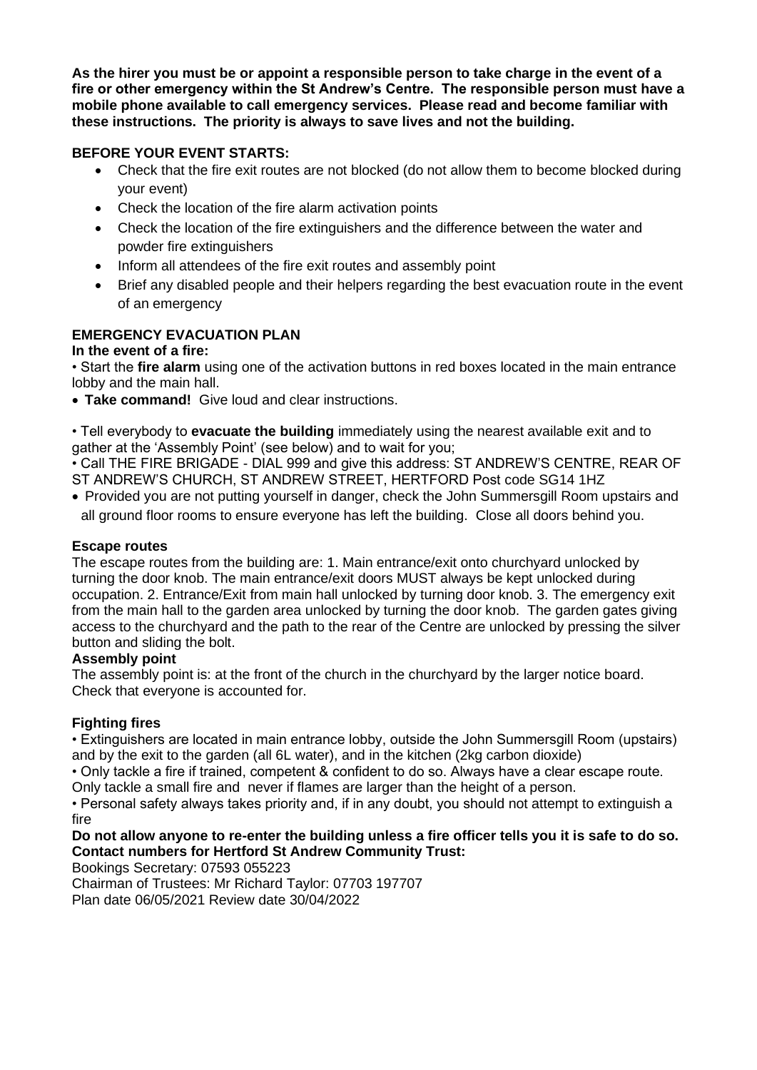**As the hirer you must be or appoint a responsible person to take charge in the event of a fire or other emergency within the St Andrew's Centre. The responsible person must have a mobile phone available to call emergency services. Please read and become familiar with these instructions. The priority is always to save lives and not the building.**

**BEFORE YOUR EVENT STARTS:**

- Check that the fire exit routes are not blocked (do not allow them to become blocked during your event)
- Check the location of the fire alarm activation points
- Check the location of the fire extinguishers and the difference between the water and powder fire extinguishers
- Inform all attendees of the fire exit routes and assembly point
- Brief any disabled people and their helpers regarding the best evacuation route in the event of an emergency

**EMERGENCY EVACUATION PLAN**

**In the event of a fire:**

- Start the **fire alarm** using one of the activation buttons in red boxes located in the main entrance lobby and the main hall.
- **Take command!** Give loud and clear instructions.
- Tell everybody to **evacuate the building** immediately using the nearest available exit and to gather at the 'Assembly Point' (see below) and to wait for you;
- Call THE FIRE BRIGADE - DIAL 999 and give this address: ST ANDREW'S CENTRE, REAR OF ST ANDREW'S CHURCH, ST ANDREW STREET, HERTFORD Post code SG14 1HZ
- Provided you are not putting yourself in danger, check the John Summersgill Room upstairs and all ground floor rooms to ensure everyone has left the building. Close all doors behind you.

**Escape routes**

The escape routes from the building are: 1. Main entrance/exit onto churchyard unlocked by turning the door knob. The main entrance/exit doors MUST always be kept unlocked during occupation. 2. Entrance/Exit from main hall unlocked by turning door knob. 3. The emergency exit from the main hall to the garden area unlocked by turning the door knob. The garden gates giving access to the churchyard and the path to the rear of the Centre are unlocked by pressing the silver button and sliding the bolt.

**Assembly point**

The assembly point is: at the front of the church in the churchyard by the larger notice board. Check that everyone is accounted for.

**Fighting fires**

- Extinguishers are located in main entrance lobby, outside the John Summersgill Room (upstairs) and by the exit to the garden (all 6L water), and in the kitchen (2kg carbon dioxide)
- Only tackle a fire if trained, competent & confident to do so. Always have a clear escape route. Only tackle a small fire and never if flames are larger than the height of a person.
- Personal safety always takes priority and, if in any doubt, you should not attempt to extinguish a fire

**Do not allow anyone to re-enter the building unless a fire officer tells you it is safe to do so.**

**Contact numbers for Hertford St Andrew Community Trust:**

Bookings Secretary: 07593 055223

Chairman of Trustees: Mr Richard Taylor: 07703 197707

Plan date 06/05/2021 Review date 30/04/2022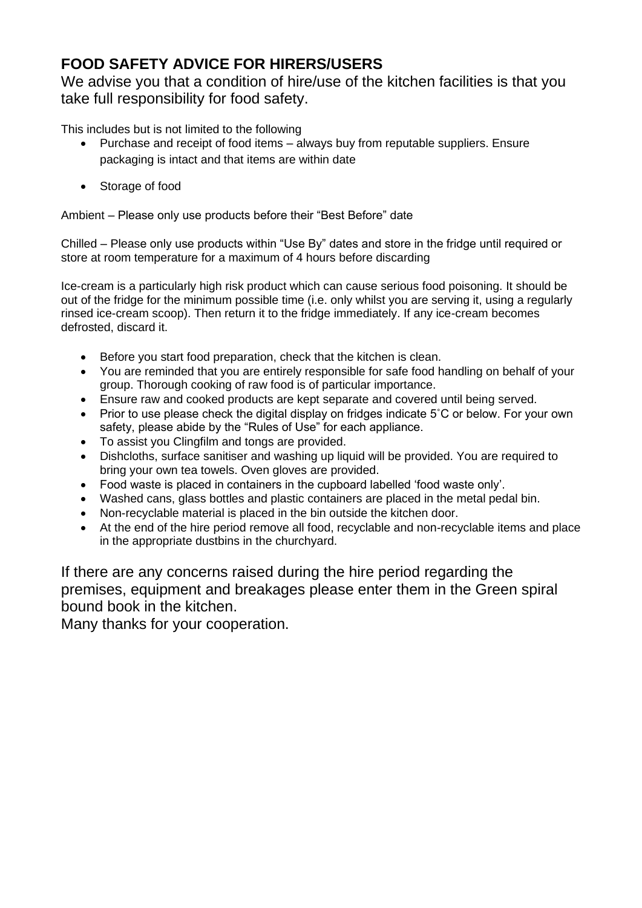## FOOD SAFETY ADVICE FOR HIRERS/USERS

We advise you that a condition of hire/use of the kitchen facilities is that you take full responsibility for food safety.

This includes but is not limited to the following

- Purchase and receipt of food items – always buy from reputable suppliers. Ensure packaging is intact and that items are within date
- Storage of food

Ambient – Please only use products before their "Best Before" date

Chilled – Please only use products within "Use By" dates and store in the fridge until required or store at room temperature for a maximum of 4 hours before discarding

Ice-cream is a particularly high risk product which can cause serious food poisoning. It should be out of the fridge for the minimum possible time (i.e. only whilst you are serving it, using a regularly rinsed ice-cream scoop). Then return it to the fridge immediately. If any ice-cream becomes defrosted, discard it.

- Before you start food preparation, check that the kitchen is clean.
- You are reminded that you are entirely responsible for safe food handling on behalf of your group. Thorough cooking of raw food is of particular importance.
- Ensure raw and cooked products are kept separate and covered until being served.
- Prior to use please check the digital display on fridges indicate 5˚C or below. For your own safety, please abide by the "Rules of Use" for each appliance.
- To assist you Clingfilm and tongs are provided.
- Dishcloths, surface sanitiser and washing up liquid will be provided. You are required to bring your own tea towels. Oven gloves are provided.
- Food waste is placed in containers in the cupboard labelled 'food waste only'.
- Washed cans, glass bottles and plastic containers are placed in the metal pedal bin.
- Non-recyclable material is placed in the bin outside the kitchen door.
- At the end of the hire period remove all food, recyclable and non-recyclable items and place in the appropriate dustbins in the churchyard.

If there are any concerns raised during the hire period regarding the premises, equipment and breakages please enter them in the Green spiral bound book in the kitchen.

Many thanks for your cooperation.